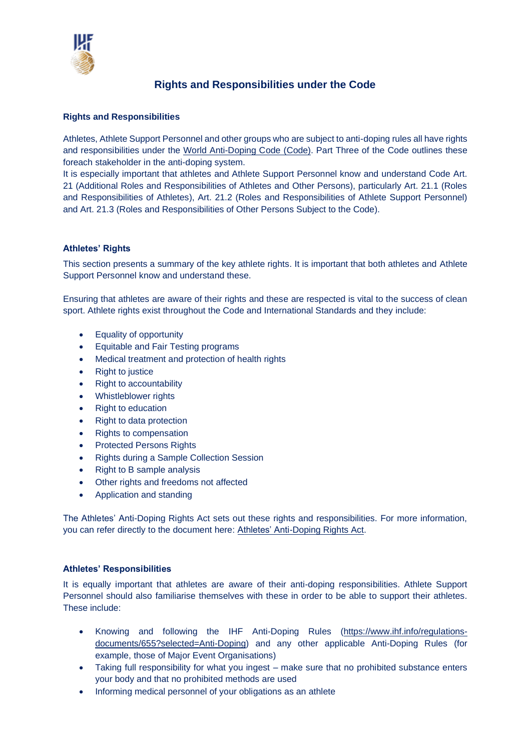# Rights and Responsibilities under the Code

**Rights and Responsibilities**

Athletes, Athlete Support Personnel and other groups who are subject to anti-doping rules all have rights and responsibilities under the [World Anti-Doping Code (Code)](). Part Three of the Code outlines these foreach stakeholder in the anti-doping system.
It is especially important that athletes and Athlete Support Personnel know and understand Code Art. 21 (Additional Roles and Responsibilities of Athletes and Other Persons), particularly Art. 21.1 (Roles and Responsibilities of Athletes), Art. 21.2 (Roles and Responsibilities of Athlete Support Personnel) and Art. 21.3 (Roles and Responsibilities of Other Persons Subject to the Code).

**Athletes' Rights**

This section presents a summary of the key athlete rights. It is important that both athletes and Athlete Support Personnel know and understand these.

Ensuring that athletes are aware of their rights and these are respected is vital to the success of clean sport. Athlete rights exist throughout the Code and International Standards and they include:

- Equality of opportunity
- Equitable and Fair Testing programs
- Medical treatment and protection of health rights
- Right to justice
- Right to accountability
- Whistleblower rights
- Right to education
- Right to data protection
- Rights to compensation
- Protected Persons Rights
- Rights during a Sample Collection Session
- Right to B sample analysis
- Other rights and freedoms not affected
- Application and standing

The Athletes' Anti-Doping Rights Act sets out these rights and responsibilities. For more information, you can refer directly to the document here: [Athletes' Anti-Doping Rights Act]().

**Athletes' Responsibilities**

It is equally important that athletes are aware of their anti-doping responsibilities. Athlete Support Personnel should also familiarise themselves with these in order to be able to support their athletes. These include:

- Knowing and following the IHF Anti-Doping Rules (https://www.ihf.info/regulations-documents/655?selected=Anti-Doping) and any other applicable Anti-Doping Rules (for example, those of Major Event Organisations)
- Taking full responsibility for what you ingest – make sure that no prohibited substance enters your body and that no prohibited methods are used
- Informing medical personnel of your obligations as an athlete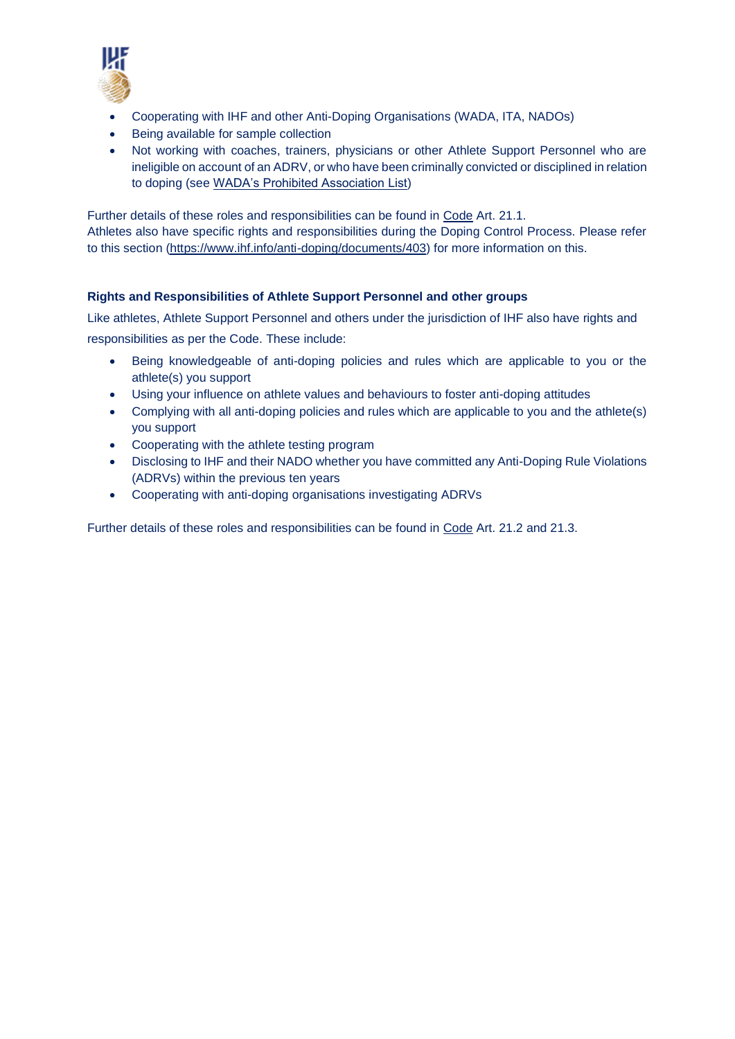- Cooperating with IHF and other Anti-Doping Organisations (WADA, ITA, NADOs)
- Being available for sample collection
- Not working with coaches, trainers, physicians or other Athlete Support Personnel who are ineligible on account of an ADRV, or who have been criminally convicted or disciplined in relation to doping (see WADA's Prohibited Association List)

Further details of these roles and responsibilities can be found in Code Art. 21.1.
Athletes also have specific rights and responsibilities during the Doping Control Process. Please refer to this section (https://www.ihf.info/anti-doping/documents/403) for more information on this.

**Rights and Responsibilities of Athlete Support Personnel and other groups**

Like athletes, Athlete Support Personnel and others under the jurisdiction of IHF also have rights and responsibilities as per the Code. These include:

- Being knowledgeable of anti-doping policies and rules which are applicable to you or the athlete(s) you support
- Using your influence on athlete values and behaviours to foster anti-doping attitudes
- Complying with all anti-doping policies and rules which are applicable to you and the athlete(s) you support
- Cooperating with the athlete testing program
- Disclosing to IHF and their NADO whether you have committed any Anti-Doping Rule Violations (ADRVs) within the previous ten years
- Cooperating with anti-doping organisations investigating ADRVs

Further details of these roles and responsibilities can be found in Code Art. 21.2 and 21.3.